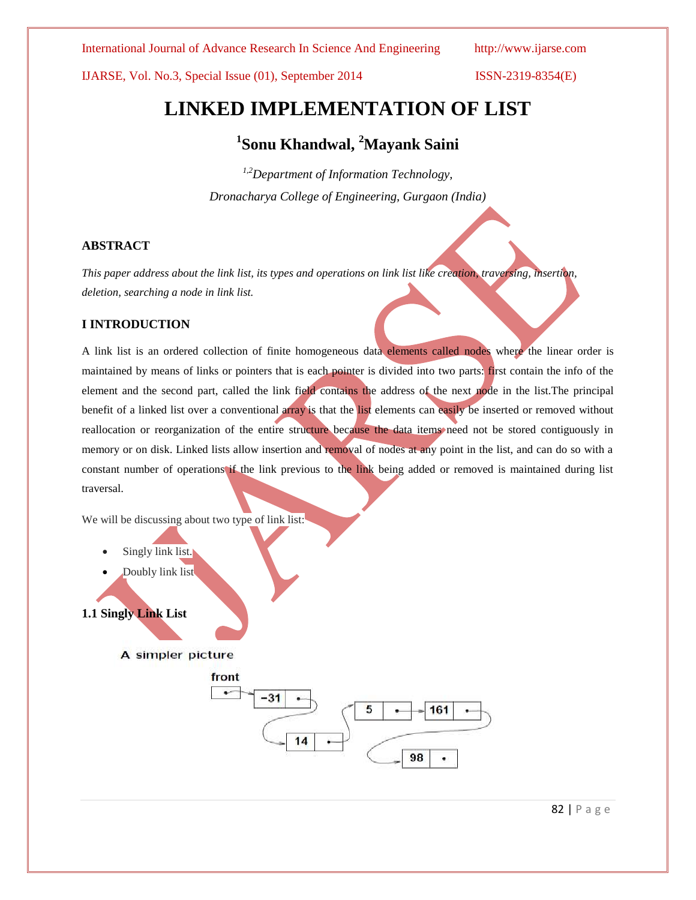# LINKED IMPLEMENTATION OF LIST

## [1]Sonu Khandwal, [2]Mayank Saini

*[1,2]Department of Information Technology,*

*Dronacharya College of Engineering, Gurgaon (India)*

### ABSTRACT

*This paper address about the link list, its types and operations on link list like creation, traversing, insertion, deletion, searching a node in link list.*

### I INTRODUCTION

A link list is an ordered collection of finite homogeneous data elements called nodes where the linear order is maintained by means of links or pointers that is each pointer is divided into two parts: first contain the info of the element and the second part, called the link field contains the address of the next node in the list.The principal benefit of a linked list over a conventional array is that the list elements can easily be inserted or removed without reallocation or reorganization of the entire structure because the data items need not be stored contiguously in memory or on disk. Linked lists allow insertion and removal of nodes at any point in the list, and can do so with a constant number of operations if the link previous to the link being added or removed is maintained during list traversal.

We will be discussing about two type of link list:

- Singly link list.
- Doubly link list

### 1.1 Singly Link List

A simpler picture

front → -31 → 14 → 5 → 161 → 98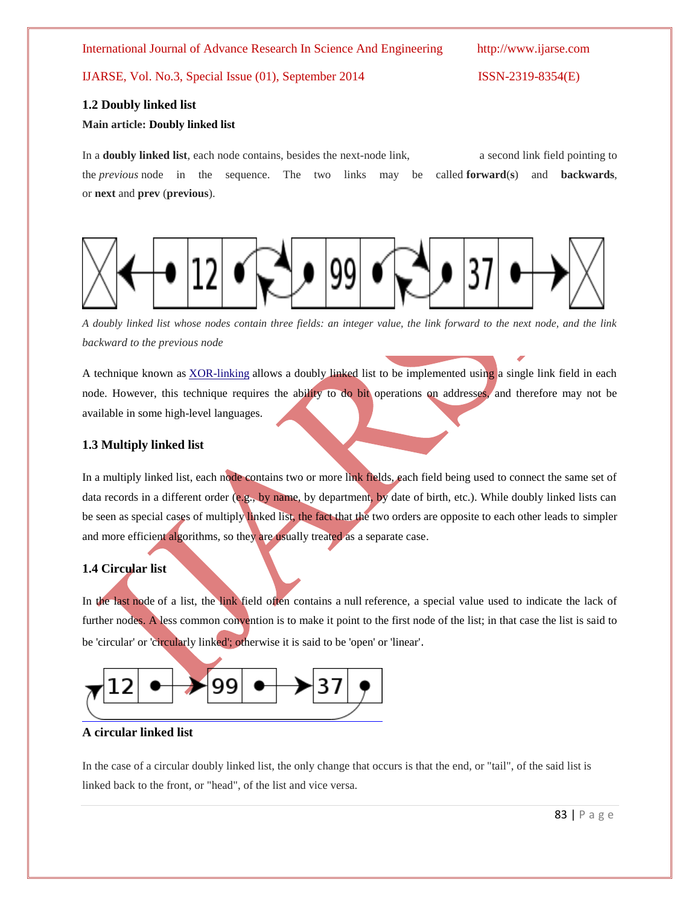### 1.2 Doubly linked list

**Main article: Doubly linked list**

In a **doubly linked list**, each node contains, besides the next-node link, a second link field pointing to the *previous* node in the sequence. The two links may be called **forward(s)** and **backwards**, or **next** and **prev** (**previous**).

*A doubly linked list whose nodes contain three fields: an integer value, the link forward to the next node, and the link backward to the previous node*

A technique known as XOR-linking allows a doubly linked list to be implemented using a single link field in each node. However, this technique requires the ability to do bit operations on addresses, and therefore may not be available in some high-level languages.

### 1.3 Multiply linked list

In a multiply linked list, each node contains two or more link fields, each field being used to connect the same set of data records in a different order (e.g., by name, by department, by date of birth, etc.). While doubly linked lists can be seen as special cases of multiply linked list, the fact that the two orders are opposite to each other leads to simpler and more efficient algorithms, so they are usually treated as a separate case.

### 1.4 Circular list

In the last node of a list, the link field often contains a null reference, a special value used to indicate the lack of further nodes. A less common convention is to make it point to the first node of the list; in that case the list is said to be 'circular' or 'circularly linked'; otherwise it is said to be 'open' or 'linear'.

**A circular linked list**

In the case of a circular doubly linked list, the only change that occurs is that the end, or "tail", of the said list is linked back to the front, or "head", of the list and vice versa.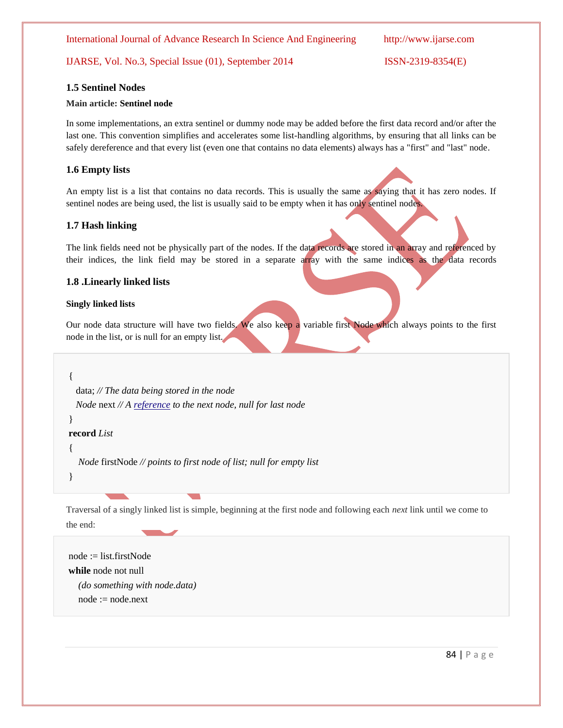### 1.5 Sentinel Nodes

**Main article: Sentinel node**

In some implementations, an extra sentinel or dummy node may be added before the first data record and/or after the last one. This convention simplifies and accelerates some list-handling algorithms, by ensuring that all links can be safely dereference and that every list (even one that contains no data elements) always has a "first" and "last" node.

### 1.6 Empty lists

An empty list is a list that contains no data records. This is usually the same as saying that it has zero nodes. If sentinel nodes are being used, the list is usually said to be empty when it has only sentinel nodes.

### 1.7 Hash linking

The link fields need not be physically part of the nodes. If the data records are stored in an array and referenced by their indices, the link field may be stored in a separate array with the same indices as the data records

### 1.8 .Linearly linked lists

**Singly linked lists**

Our node data structure will have two fields. We also keep a variable first Node which always points to the first node in the list, or is null for an empty list.

```
{
  data; // The data being stored in the node
  Node next // A reference to the next node, null for last node
}
record List
{
   Node firstNode // points to first node of list; null for empty list
}
```

Traversal of a singly linked list is simple, beginning at the first node and following each *next* link until we come to the end:

```
node := list.firstNode
while node not null
   (do something with node.data)
   node := node.next
```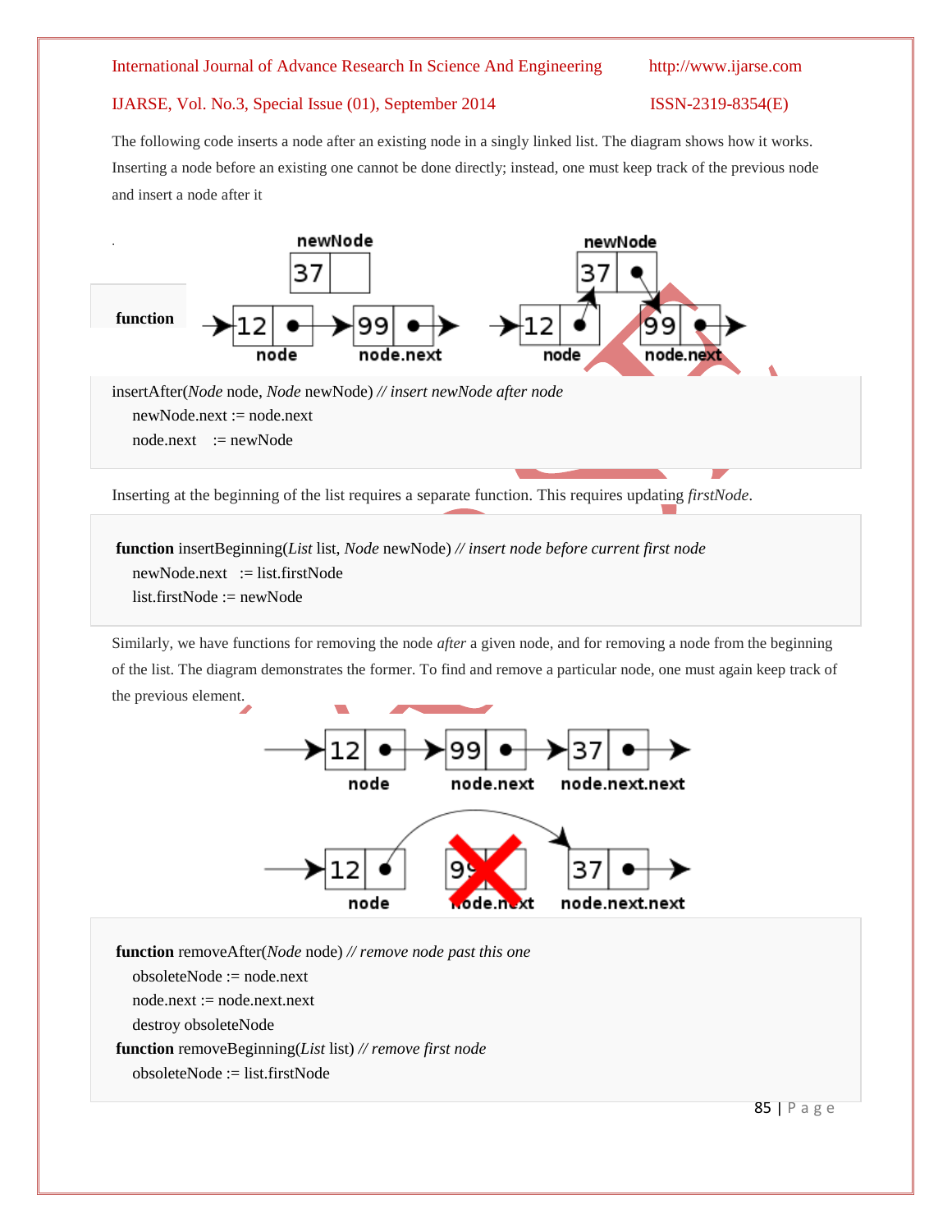The following code inserts a node after an existing node in a singly linked list. The diagram shows how it works. Inserting a node before an existing one cannot be done directly; instead, one must keep track of the previous node and insert a node after it

```
function insertAfter(Node node, Node newNode) // insert newNode after node
    newNode.next := node.next
    node.next    := newNode
```

Inserting at the beginning of the list requires a separate function. This requires updating *firstNode*.

```
function insertBeginning(List list, Node newNode) // insert node before current first node
    newNode.next   := list.firstNode
    list.firstNode := newNode
```

Similarly, we have functions for removing the node *after* a given node, and for removing a node from the beginning of the list. The diagram demonstrates the former. To find and remove a particular node, one must again keep track of the previous element.

```
function removeAfter(Node node) // remove node past this one
    obsoleteNode := node.next
    node.next := node.next.next
    destroy obsoleteNode
function removeBeginning(List list) // remove first node
    obsoleteNode := list.firstNode
```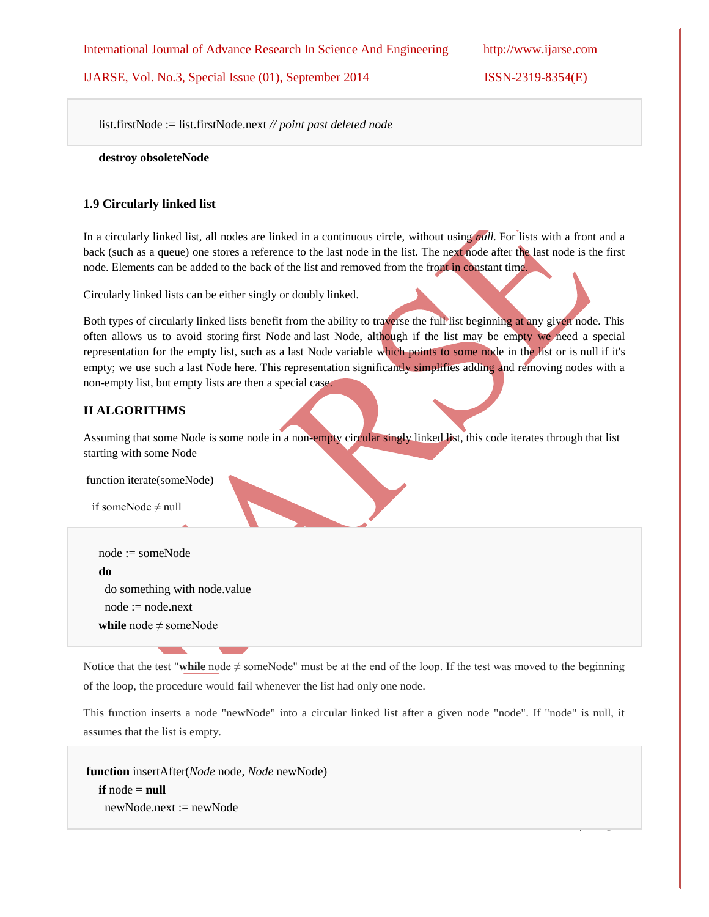```
list.firstNode := list.firstNode.next // point past deleted node
```

**destroy obsoleteNode**

### 1.9 Circularly linked list

In a circularly linked list, all nodes are linked in a continuous circle, without using *null*. For lists with a front and a back (such as a queue) one stores a reference to the last node in the list. The next node after the last node is the first node. Elements can be added to the back of the list and removed from the front in constant time.

Circularly linked lists can be either singly or doubly linked.

Both types of circularly linked lists benefit from the ability to traverse the full list beginning at any given node. This often allows us to avoid storing first Node and last Node, although if the list may be empty we need a special representation for the empty list, such as a last Node variable which points to some node in the list or is null if it's empty; we use such a last Node here. This representation significantly simplifies adding and removing nodes with a non-empty list, but empty lists are then a special case.

## II ALGORITHMS

Assuming that some Node is some node in a non-empty circular singly linked list, this code iterates through that list starting with some Node

```
function iterate(someNode)
  if someNode ≠ null
    node := someNode
    do
      do something with node.value
      node := node.next
    while node ≠ someNode
```

Notice that the test "**while** node ≠ someNode" must be at the end of the loop. If the test was moved to the beginning of the loop, the procedure would fail whenever the list had only one node.

This function inserts a node "newNode" into a circular linked list after a given node "node". If "node" is null, it assumes that the list is empty.

```
function insertAfter(Node node, Node newNode)
  if node = null
    newNode.next := newNode
```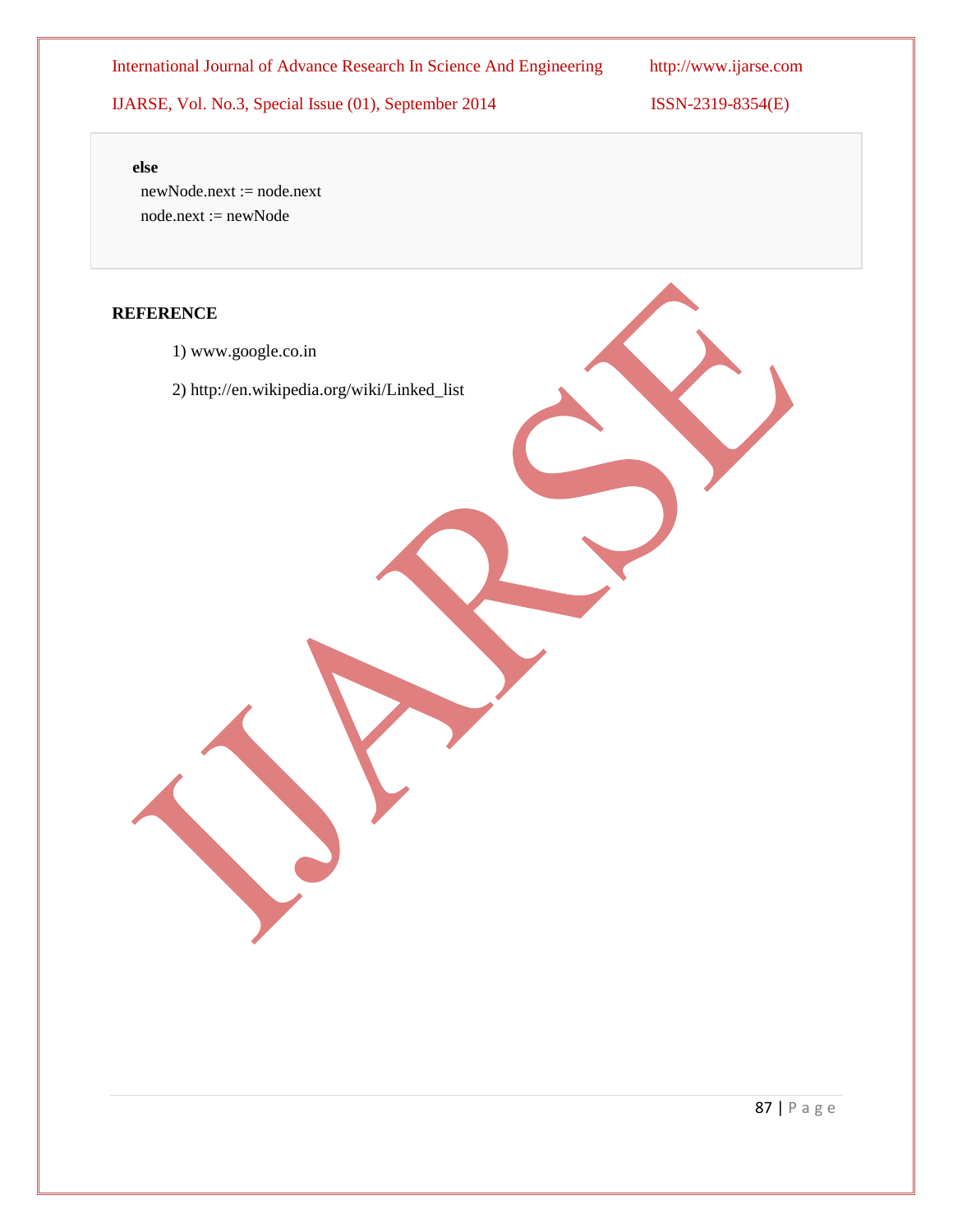```
else
  newNode.next := node.next
  node.next := newNode
```

**REFERENCE**

1) www.google.co.in

2) http://en.wikipedia.org/wiki/Linked_list